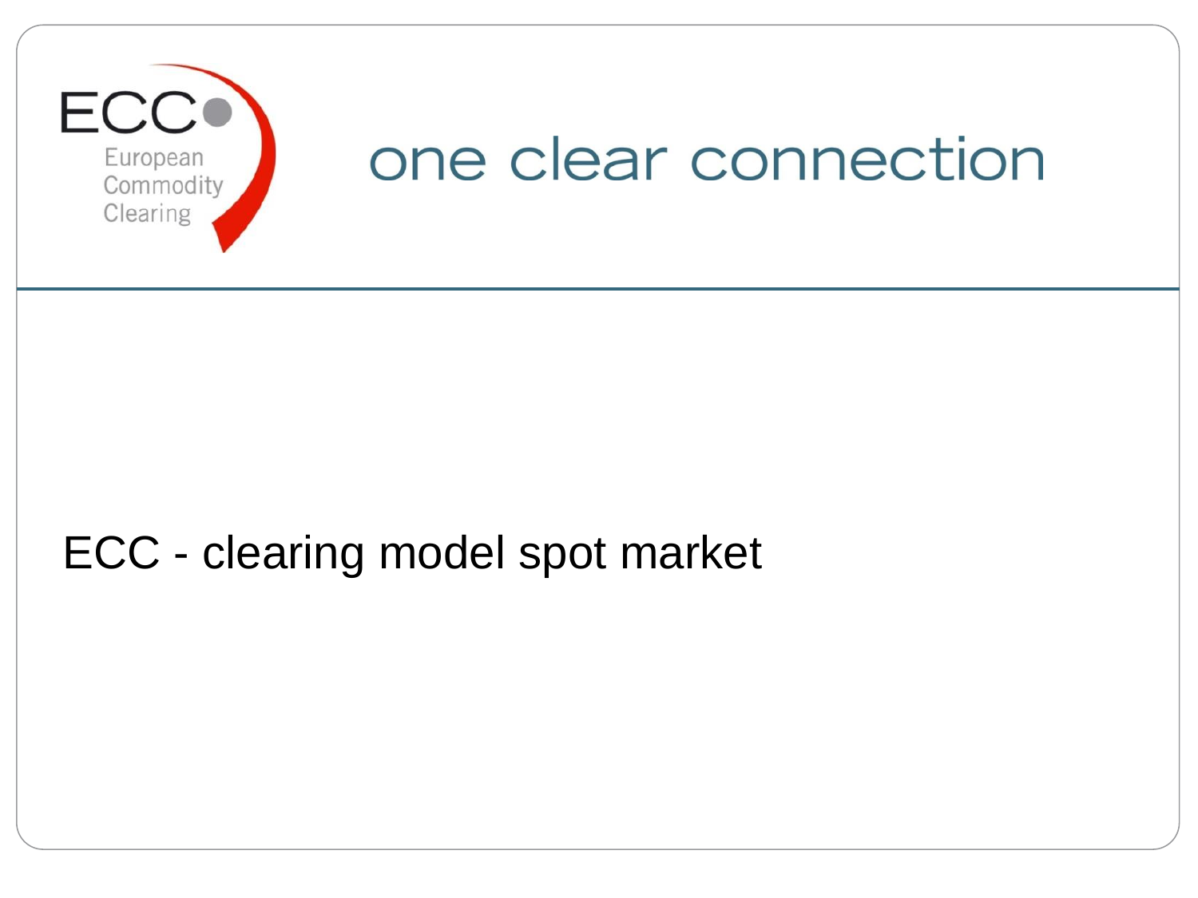ECC

European Commodity Clearing

# one clear connection

## ECC - clearing model spot market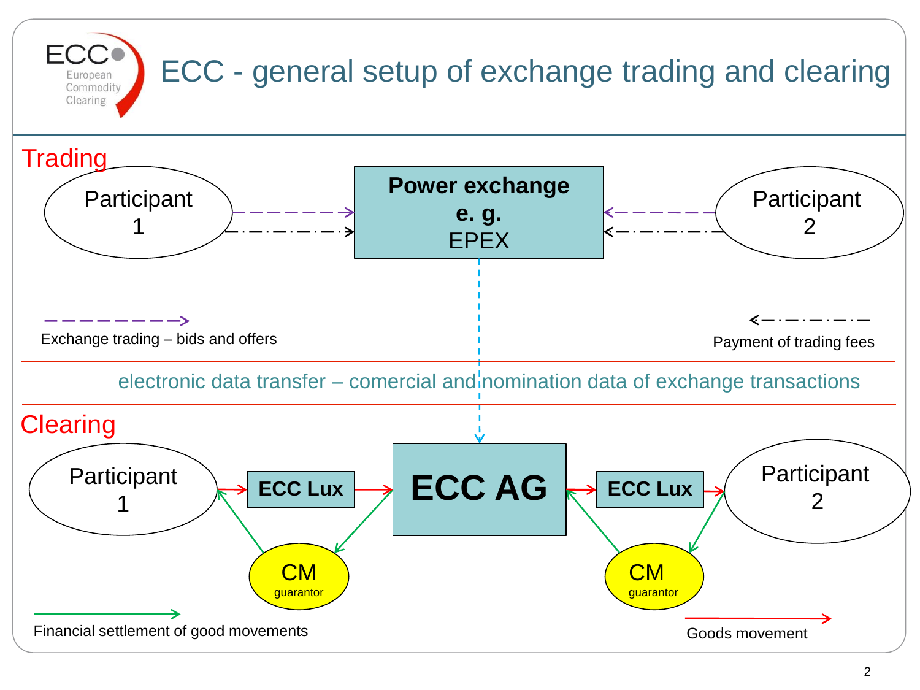# ECC - general setup of exchange trading and clearing

## Trading

Participant 1

Power exchange e. g. EPEX

Participant 2

Exchange trading – bids and offers

Payment of trading fees

electronic data transfer – comercial and nomination data of exchange transactions

## Clearing

Participant 1

ECC Lux

ECC AG

ECC Lux

Participant 2

CM guarantor

CM guarantor

Financial settlement of good movements

Goods movement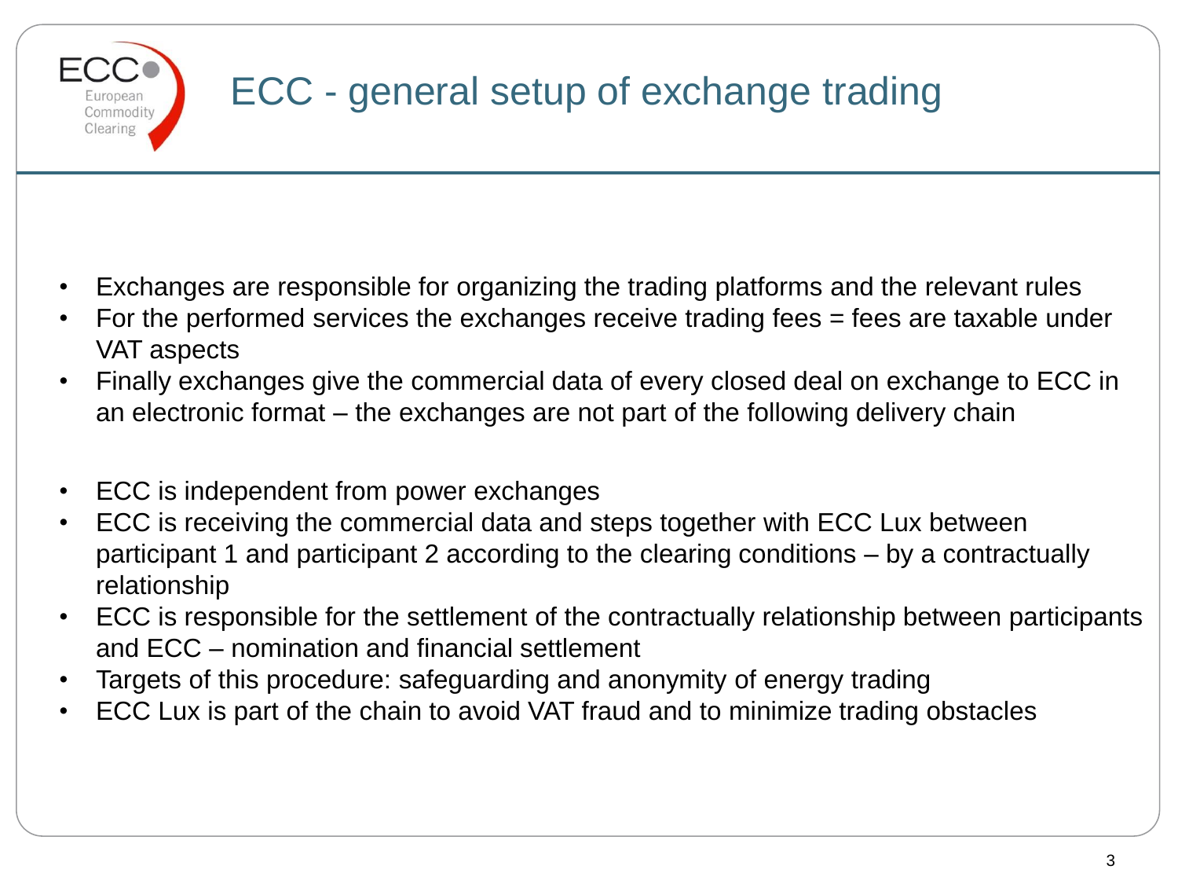# ECC - general setup of exchange trading

- Exchanges are responsible for organizing the trading platforms and the relevant rules
- For the performed services the exchanges receive trading fees = fees are taxable under VAT aspects
- Finally exchanges give the commercial data of every closed deal on exchange to ECC in an electronic format – the exchanges are not part of the following delivery chain

- ECC is independent from power exchanges
- ECC is receiving the commercial data and steps together with ECC Lux between participant 1 and participant 2 according to the clearing conditions – by a contractually relationship
- ECC is responsible for the settlement of the contractually relationship between participants and ECC – nomination and financial settlement
- Targets of this procedure: safeguarding and anonymity of energy trading
- ECC Lux is part of the chain to avoid VAT fraud and to minimize trading obstacles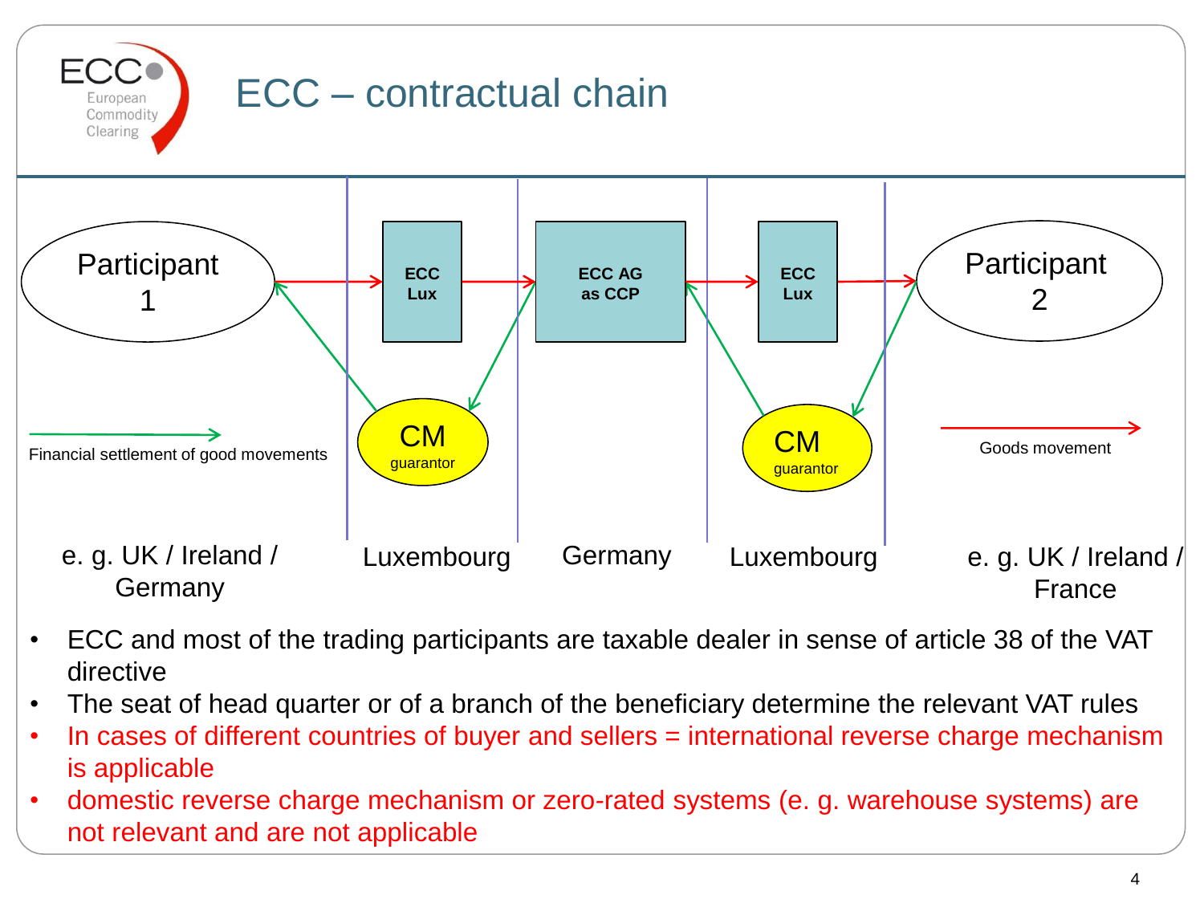# ECC – contractual chain

Participant 1 → ECC Lux → ECC AG as CCP → ECC Lux → Participant 2

CM guarantor | CM guarantor

Financial settlement of good movements

Goods movement

e. g. UK / Ireland / Germany | Luxembourg | Germany | Luxembourg | e. g. UK / Ireland / France

- ECC and most of the trading participants are taxable dealer in sense of article 38 of the VAT directive
- The seat of head quarter or of a branch of the beneficiary determine the relevant VAT rules
- In cases of different countries of buyer and sellers = international reverse charge mechanism is applicable
- domestic reverse charge mechanism or zero-rated systems (e. g. warehouse systems) are not relevant and are not applicable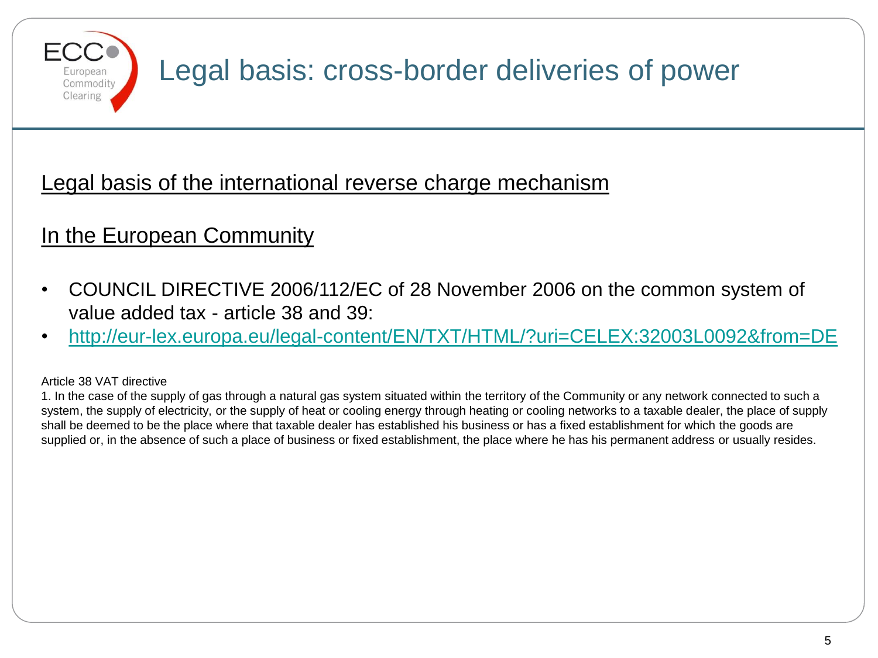# Legal basis: cross-border deliveries of power

Legal basis of the international reverse charge mechanism

In the European Community

- COUNCIL DIRECTIVE 2006/112/EC of 28 November 2006 on the common system of value added tax - article 38 and 39:
- http://eur-lex.europa.eu/legal-content/EN/TXT/HTML/?uri=CELEX:32003L0092&from=DE

Article 38 VAT directive

1. In the case of the supply of gas through a natural gas system situated within the territory of the Community or any network connected to such a system, the supply of electricity, or the supply of heat or cooling energy through heating or cooling networks to a taxable dealer, the place of supply shall be deemed to be the place where that taxable dealer has established his business or has a fixed establishment for which the goods are supplied or, in the absence of such a place of business or fixed establishment, the place where he has his permanent address or usually resides.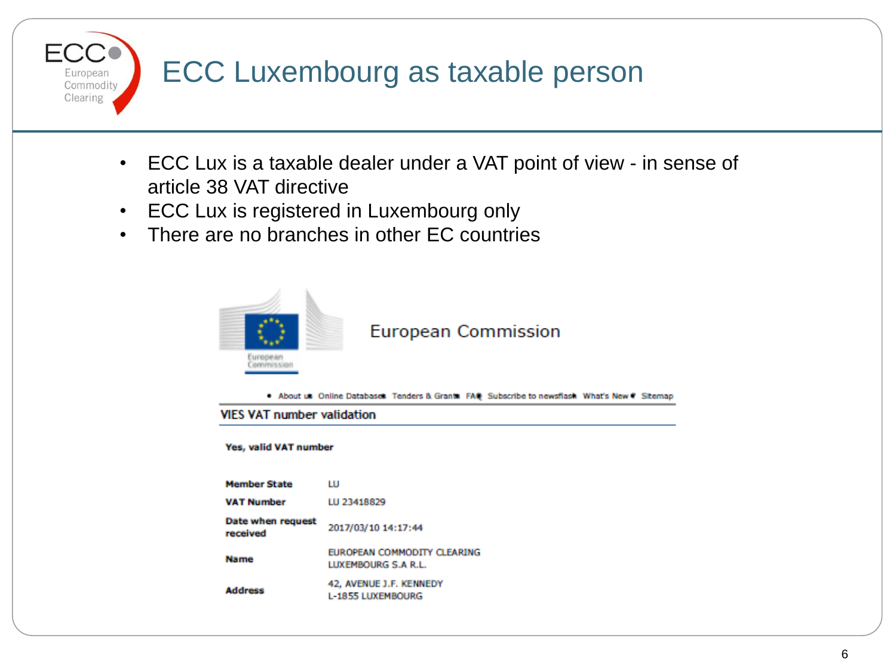# ECC Luxembourg as taxable person

- ECC Lux is a taxable dealer under a VAT point of view - in sense of article 38 VAT directive
- ECC Lux is registered in Luxembourg only
- There are no branches in other EC countries

European Commission

• About us • Online Databases • Tenders & Grants • FAQ • Subscribe to newsflash • What's New • Sitemap

## VIES VAT number validation

**Yes, valid VAT number**

| | |
|---|---|
| **Member State** | LU |
| **VAT Number** | LU 23418829 |
| **Date when request received** | 2017/03/10 14:17:44 |
| **Name** | EUROPEAN COMMODITY CLEARING LUXEMBOURG S.A R.L. |
| **Address** | 42, AVENUE J.F. KENNEDY L-1855 LUXEMBOURG |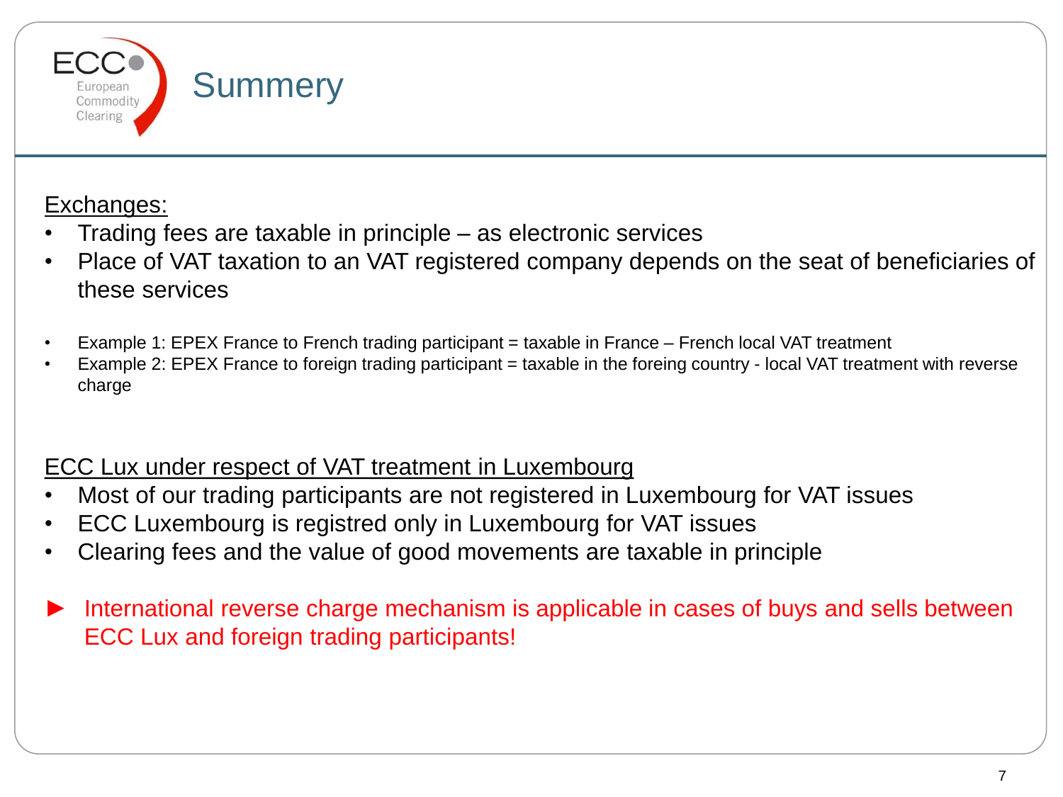# Summery

Exchanges:

- Trading fees are taxable in principle – as electronic services
- Place of VAT taxation to an VAT registered company depends on the seat of beneficiaries of these services

- Example 1: EPEX France to French trading participant = taxable in France – French local VAT treatment
- Example 2: EPEX France to foreign trading participant = taxable in the foreing country - local VAT treatment with reverse charge

ECC Lux under respect of VAT treatment in Luxembourg

- Most of our trading participants are not registered in Luxembourg for VAT issues
- ECC Luxembourg is registred only in Luxembourg for VAT issues
- Clearing fees and the value of good movements are taxable in principle

► International reverse charge mechanism is applicable in cases of buys and sells between ECC Lux and foreign trading participants!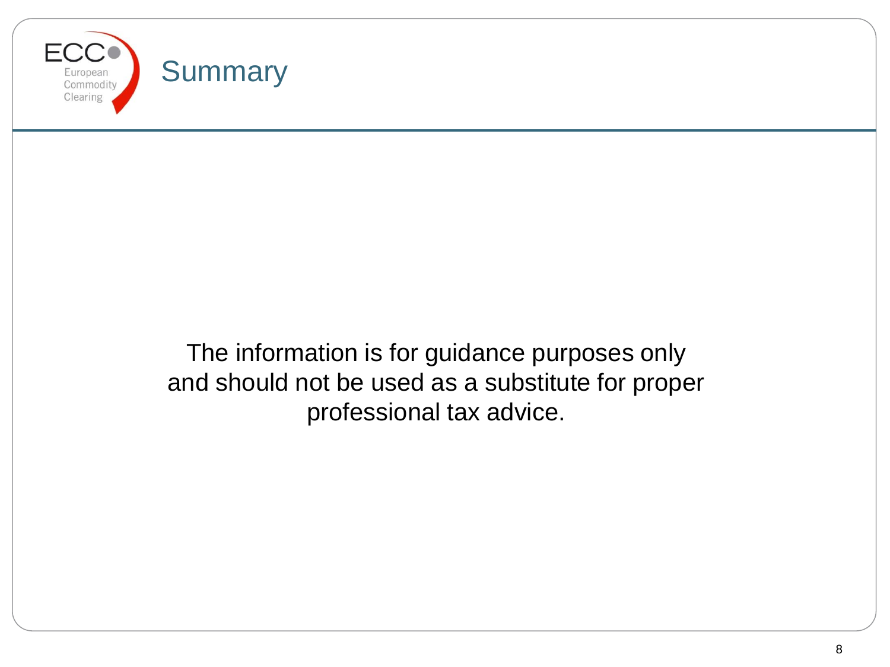# Summary

The information is for guidance purposes only and should not be used as a substitute for proper professional tax advice.